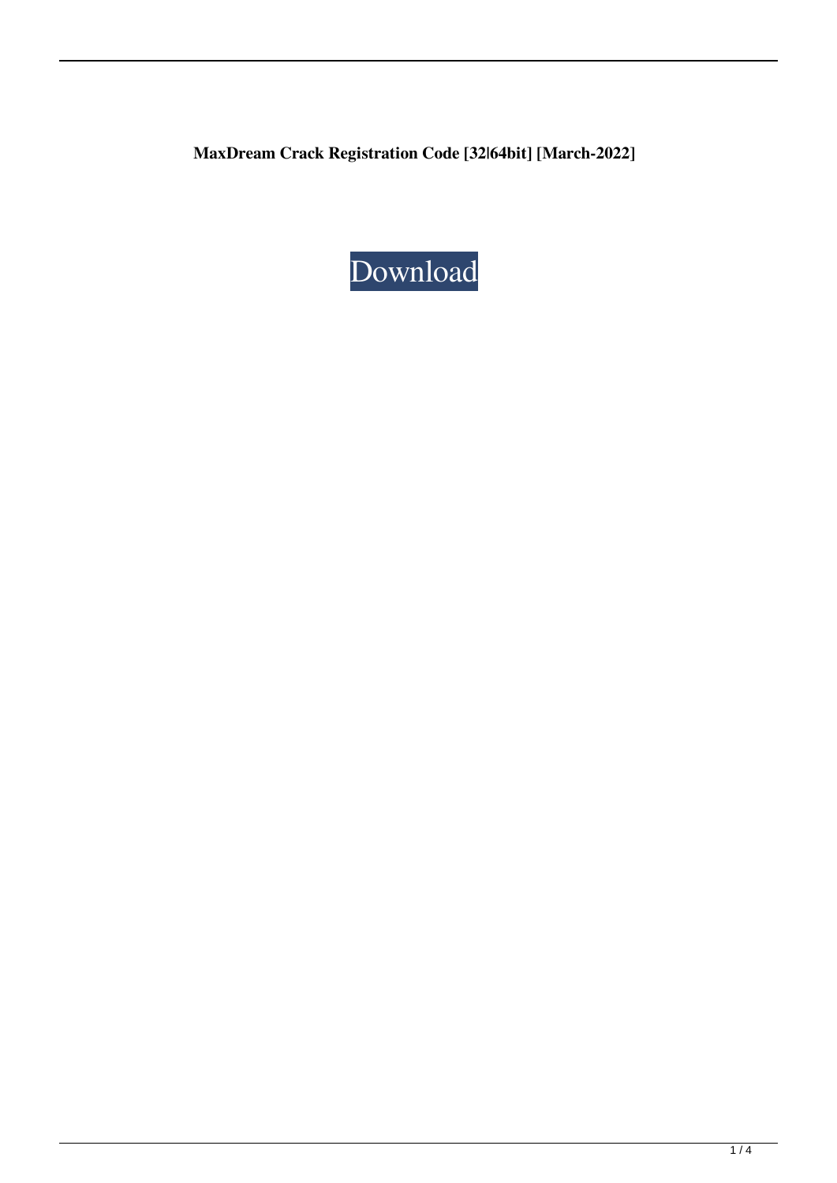**MaxDream Crack Registration Code [32|64bit] [March-2022]**

Download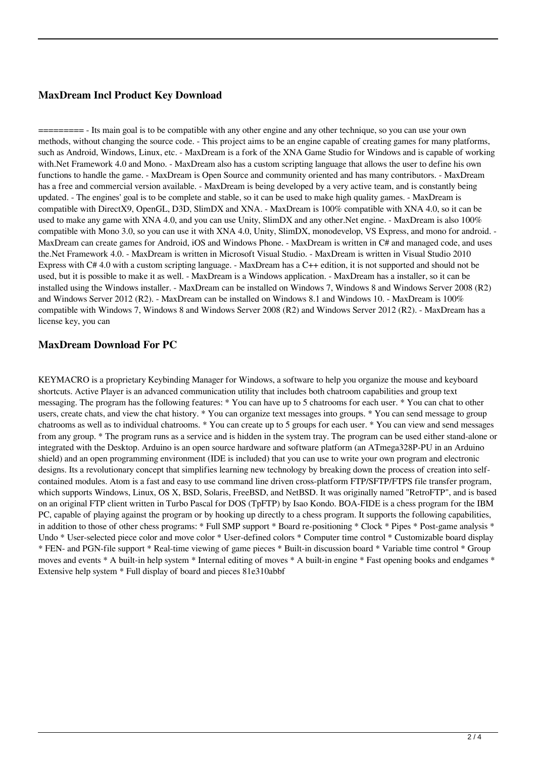### MaxDream Incl Product Key Download

========= - Its main goal is to be compatible with any other engine and any other technique, so you can use your own methods, without changing the source code. - This project aims to be an engine capable of creating games for many platforms, such as Android, Windows, Linux, etc. - MaxDream is a fork of the XNA Game Studio for Windows and is capable of working with.Net Framework 4.0 and Mono. - MaxDream also has a custom scripting language that allows the user to define his own functions to handle the game. - MaxDream is Open Source and community oriented and has many contributors. - MaxDream has a free and commercial version available. - MaxDream is being developed by a very active team, and is constantly being updated. - The engines' goal is to be complete and stable, so it can be used to make high quality games. - MaxDream is compatible with DirectX9, OpenGL, D3D, SlimDX and XNA. - MaxDream is 100% compatible with XNA 4.0, so it can be used to make any game with XNA 4.0, and you can use Unity, SlimDX and any other.Net engine. - MaxDream is also 100% compatible with Mono 3.0, so you can use it with XNA 4.0, Unity, SlimDX, monodevelop, VS Express, and mono for android. - MaxDream can create games for Android, iOS and Windows Phone. - MaxDream is written in C# and managed code, and uses the.Net Framework 4.0. - MaxDream is written in Microsoft Visual Studio. - MaxDream is written in Visual Studio 2010 Express with C# 4.0 with a custom scripting language. - MaxDream has a C++ edition, it is not supported and should not be used, but it is possible to make it as well. - MaxDream is a Windows application. - MaxDream has a installer, so it can be installed using the Windows installer. - MaxDream can be installed on Windows 7, Windows 8 and Windows Server 2008 (R2) and Windows Server 2012 (R2). - MaxDream can be installed on Windows 8.1 and Windows 10. - MaxDream is 100% compatible with Windows 7, Windows 8 and Windows Server 2008 (R2) and Windows Server 2012 (R2). - MaxDream has a license key, you can

### MaxDream Download For PC

KEYMACRO is a proprietary Keybinding Manager for Windows, a software to help you organize the mouse and keyboard shortcuts. Active Player is an advanced communication utility that includes both chatroom capabilities and group text messaging. The program has the following features: * You can have up to 5 chatrooms for each user. * You can chat to other users, create chats, and view the chat history. * You can organize text messages into groups. * You can send message to group chatrooms as well as to individual chatrooms. * You can create up to 5 groups for each user. * You can view and send messages from any group. * The program runs as a service and is hidden in the system tray. The program can be used either stand-alone or integrated with the Desktop. Arduino is an open source hardware and software platform (an ATmega328P-PU in an Arduino shield) and an open programming environment (IDE is included) that you can use to write your own program and electronic designs. Its a revolutionary concept that simplifies learning new technology by breaking down the process of creation into self-contained modules. Atom is a fast and easy to use command line driven cross-platform FTP/SFTP/FTPS file transfer program, which supports Windows, Linux, OS X, BSD, Solaris, FreeBSD, and NetBSD. It was originally named "RetroFTP", and is based on an original FTP client written in Turbo Pascal for DOS (TpFTP) by Isao Kondo. BOA-FIDE is a chess program for the IBM PC, capable of playing against the program or by hooking up directly to a chess program. It supports the following capabilities, in addition to those of other chess programs: * Full SMP support * Board re-positioning * Clock * Pipes * Post-game analysis * Undo * User-selected piece color and move color * User-defined colors * Computer time control * Customizable board display * FEN- and PGN-file support * Real-time viewing of game pieces * Built-in discussion board * Variable time control * Group moves and events * A built-in help system * Internal editing of moves * A built-in engine * Fast opening books and endgames * Extensive help system * Full display of board and pieces 81e310abbf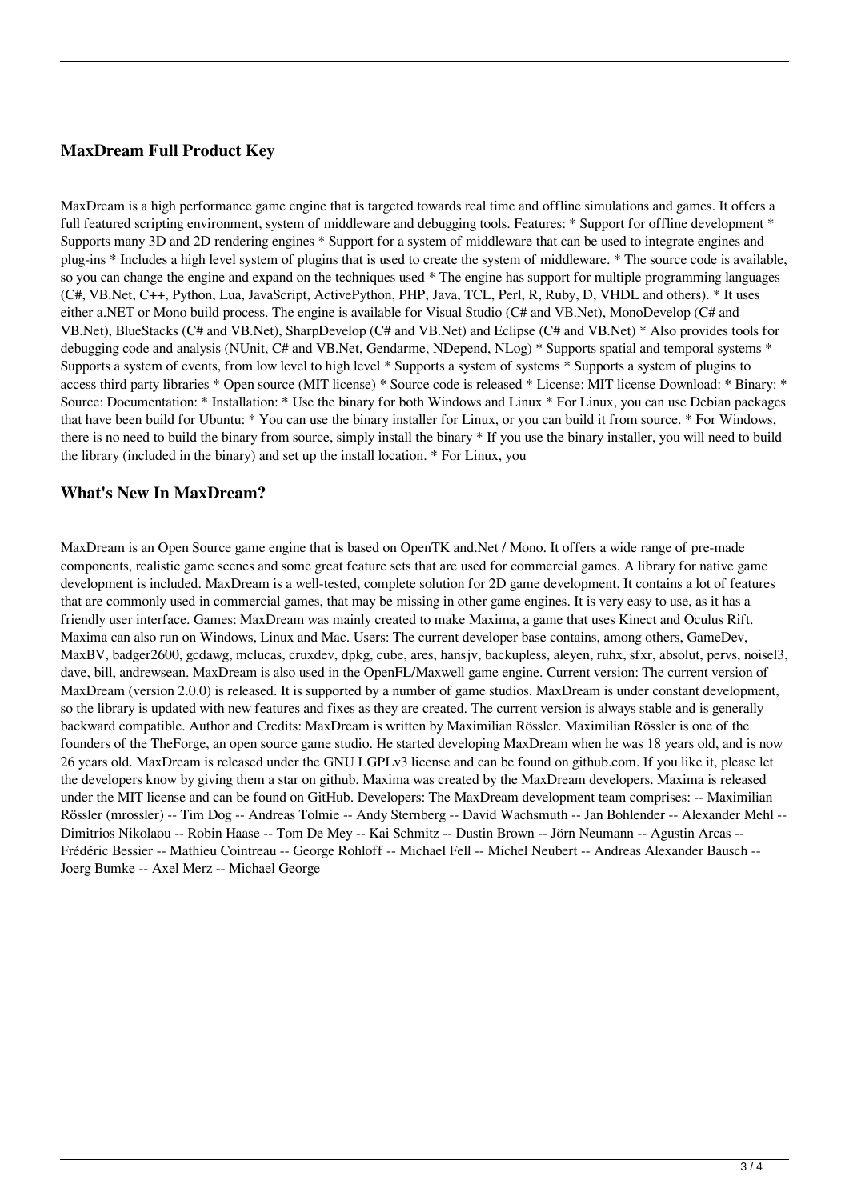### **MaxDream Full Product Key**

MaxDream is a high performance game engine that is targeted towards real time and offline simulations and games. It offers a full featured scripting environment, system of middleware and debugging tools. Features: * Support for offline development * Supports many 3D and 2D rendering engines * Support for a system of middleware that can be used to integrate engines and plug-ins * Includes a high level system of plugins that is used to create the system of middleware. * The source code is available, so you can change the engine and expand on the techniques used * The engine has support for multiple programming languages (C#, VB.Net, C++, Python, Lua, JavaScript, ActivePython, PHP, Java, TCL, Perl, R, Ruby, D, VHDL and others). * It uses either a.NET or Mono build process. The engine is available for Visual Studio (C# and VB.Net), MonoDevelop (C# and VB.Net), BlueStacks (C# and VB.Net), SharpDevelop (C# and VB.Net) and Eclipse (C# and VB.Net) * Also provides tools for debugging code and analysis (NUnit, C# and VB.Net, Gendarme, NDepend, NLog) * Supports spatial and temporal systems * Supports a system of events, from low level to high level * Supports a system of systems * Supports a system of plugins to access third party libraries * Open source (MIT license) * Source code is released * License: MIT license Download: * Binary: * Source: Documentation: * Installation: * Use the binary for both Windows and Linux * For Linux, you can use Debian packages that have been build for Ubuntu: * You can use the binary installer for Linux, or you can build it from source. * For Windows, there is no need to build the binary from source, simply install the binary * If you use the binary installer, you will need to build the library (included in the binary) and set up the install location. * For Linux, you

### **What's New In MaxDream?**

MaxDream is an Open Source game engine that is based on OpenTK and.Net / Mono. It offers a wide range of pre-made components, realistic game scenes and some great feature sets that are used for commercial games. A library for native game development is included. MaxDream is a well-tested, complete solution for 2D game development. It contains a lot of features that are commonly used in commercial games, that may be missing in other game engines. It is very easy to use, as it has a friendly user interface. Games: MaxDream was mainly created to make Maxima, a game that uses Kinect and Oculus Rift. Maxima can also run on Windows, Linux and Mac. Users: The current developer base contains, among others, GameDev, MaxBV, badger2600, gcdawg, mclucas, cruxdev, dpkg, cube, ares, hansjv, backupless, aleyen, ruhx, sfxr, absolut, pervs, noisel3, dave, bill, andrewsean. MaxDream is also used in the OpenFL/Maxwell game engine. Current version: The current version of MaxDream (version 2.0.0) is released. It is supported by a number of game studios. MaxDream is under constant development, so the library is updated with new features and fixes as they are created. The current version is always stable and is generally backward compatible. Author and Credits: MaxDream is written by Maximilian Rössler. Maximilian Rössler is one of the founders of the TheForge, an open source game studio. He started developing MaxDream when he was 18 years old, and is now 26 years old. MaxDream is released under the GNU LGPLv3 license and can be found on github.com. If you like it, please let the developers know by giving them a star on github. Maxima was created by the MaxDream developers. Maxima is released under the MIT license and can be found on GitHub. Developers: The MaxDream development team comprises: -- Maximilian Rössler (mrossler) -- Tim Dog -- Andreas Tolmie -- Andy Sternberg -- David Wachsmuth -- Jan Bohlender -- Alexander Mehl -- Dimitrios Nikolaou -- Robin Haase -- Tom De Mey -- Kai Schmitz -- Dustin Brown -- Jörn Neumann -- Agustin Arcas -- Frédéric Bessier -- Mathieu Cointreau -- George Rohloff -- Michael Fell -- Michel Neubert -- Andreas Alexander Bausch -- Joerg Bumke -- Axel Merz -- Michael George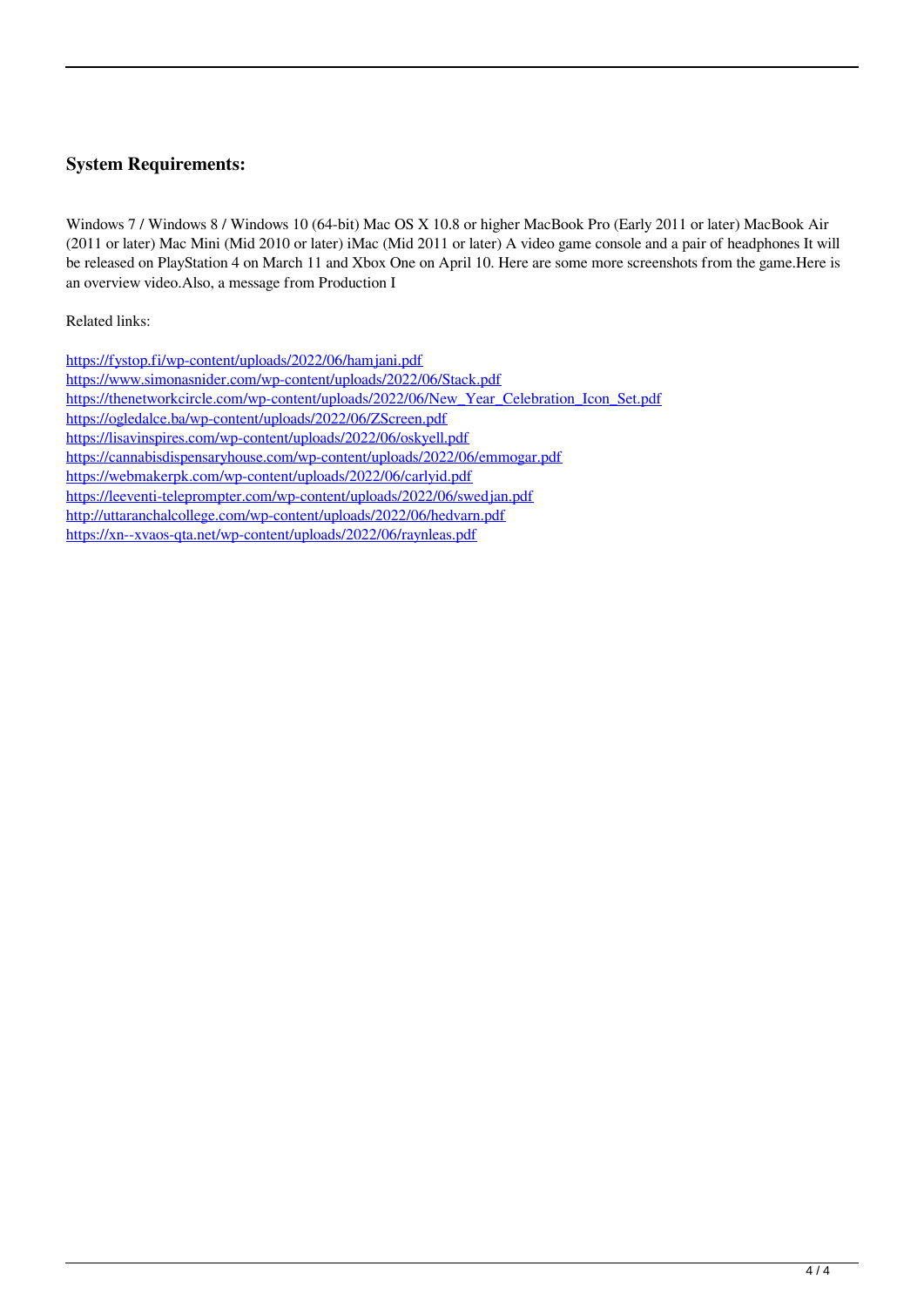### System Requirements:

Windows 7 / Windows 8 / Windows 10 (64-bit) Mac OS X 10.8 or higher MacBook Pro (Early 2011 or later) MacBook Air (2011 or later) Mac Mini (Mid 2010 or later) iMac (Mid 2011 or later) A video game console and a pair of headphones It will be released on PlayStation 4 on March 11 and Xbox One on April 10. Here are some more screenshots from the game.Here is an overview video.Also, a message from Production I

Related links:

https://fystop.fi/wp-content/uploads/2022/06/hamjani.pdf
https://www.simonasnider.com/wp-content/uploads/2022/06/Stack.pdf
https://thenetworkcircle.com/wp-content/uploads/2022/06/New_Year_Celebration_Icon_Set.pdf
https://ogledalce.ba/wp-content/uploads/2022/06/ZScreen.pdf
https://lisavinspires.com/wp-content/uploads/2022/06/oskyell.pdf
https://cannabisdispensaryhouse.com/wp-content/uploads/2022/06/emmogar.pdf
https://webmakerpk.com/wp-content/uploads/2022/06/carlyid.pdf
https://leeventi-teleprompter.com/wp-content/uploads/2022/06/swedjan.pdf
http://uttaranchalcollege.com/wp-content/uploads/2022/06/hedvarn.pdf
https://xn--xvaos-qta.net/wp-content/uploads/2022/06/raynleas.pdf